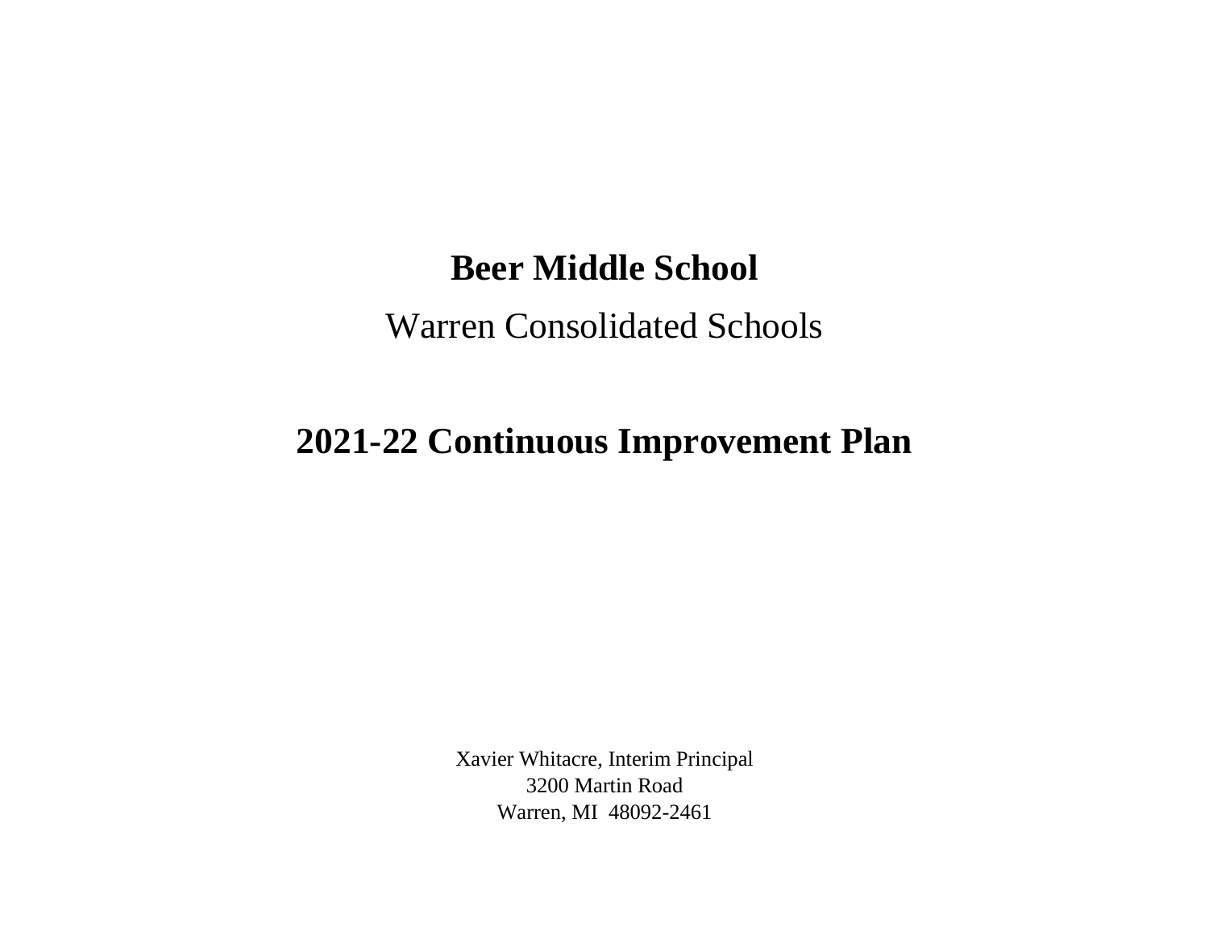# Beer Middle School

Warren Consolidated Schools

# 2021-22 Continuous Improvement Plan

Xavier Whitacre, Interim Principal
3200 Martin Road
Warren, MI 48092-2461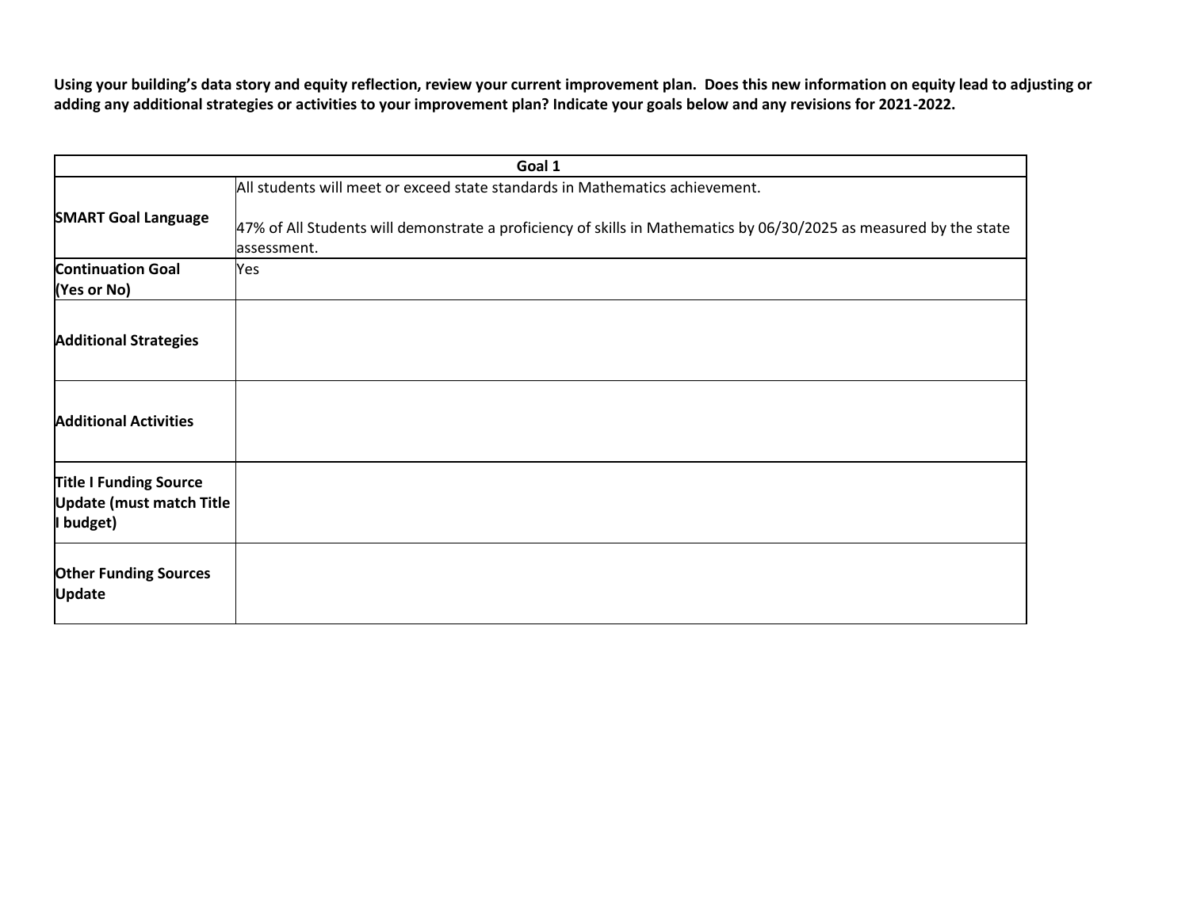**Using your building's data story and equity reflection, review your current improvement plan. Does this new information on equity lead to adjusting or adding any additional strategies or activities to your improvement plan? Indicate your goals below and any revisions for 2021-2022.**

| Goal 1 | |
|---|---|
| **SMART Goal Language** | All students will meet or exceed state standards in Mathematics achievement.<br><br>47% of All Students will demonstrate a proficiency of skills in Mathematics by 06/30/2025 as measured by the state assessment. |
| **Continuation Goal (Yes or No)** | Yes |
| **Additional Strategies** | |
| **Additional Activities** | |
| **Title I Funding Source Update (must match Title I budget)** | |
| **Other Funding Sources Update** | |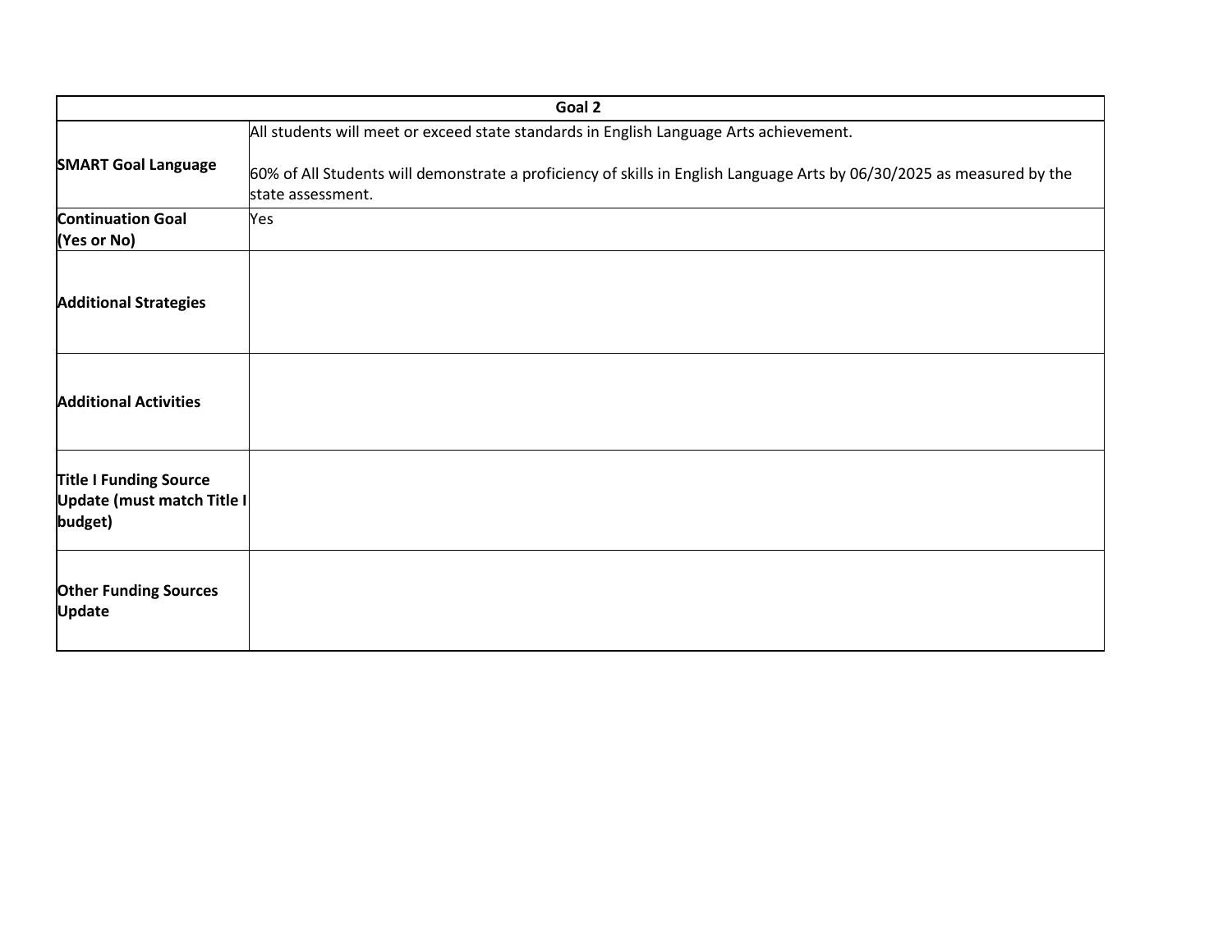| Goal 2 | |
|---|---|
| **SMART Goal Language** | All students will meet or exceed state standards in English Language Arts achievement.<br><br>60% of All Students will demonstrate a proficiency of skills in English Language Arts by 06/30/2025 as measured by the state assessment. |
| **Continuation Goal (Yes or No)** | Yes |
| **Additional Strategies** | |
| **Additional Activities** | |
| **Title I Funding Source Update (must match Title I budget)** | |
| **Other Funding Sources Update** | |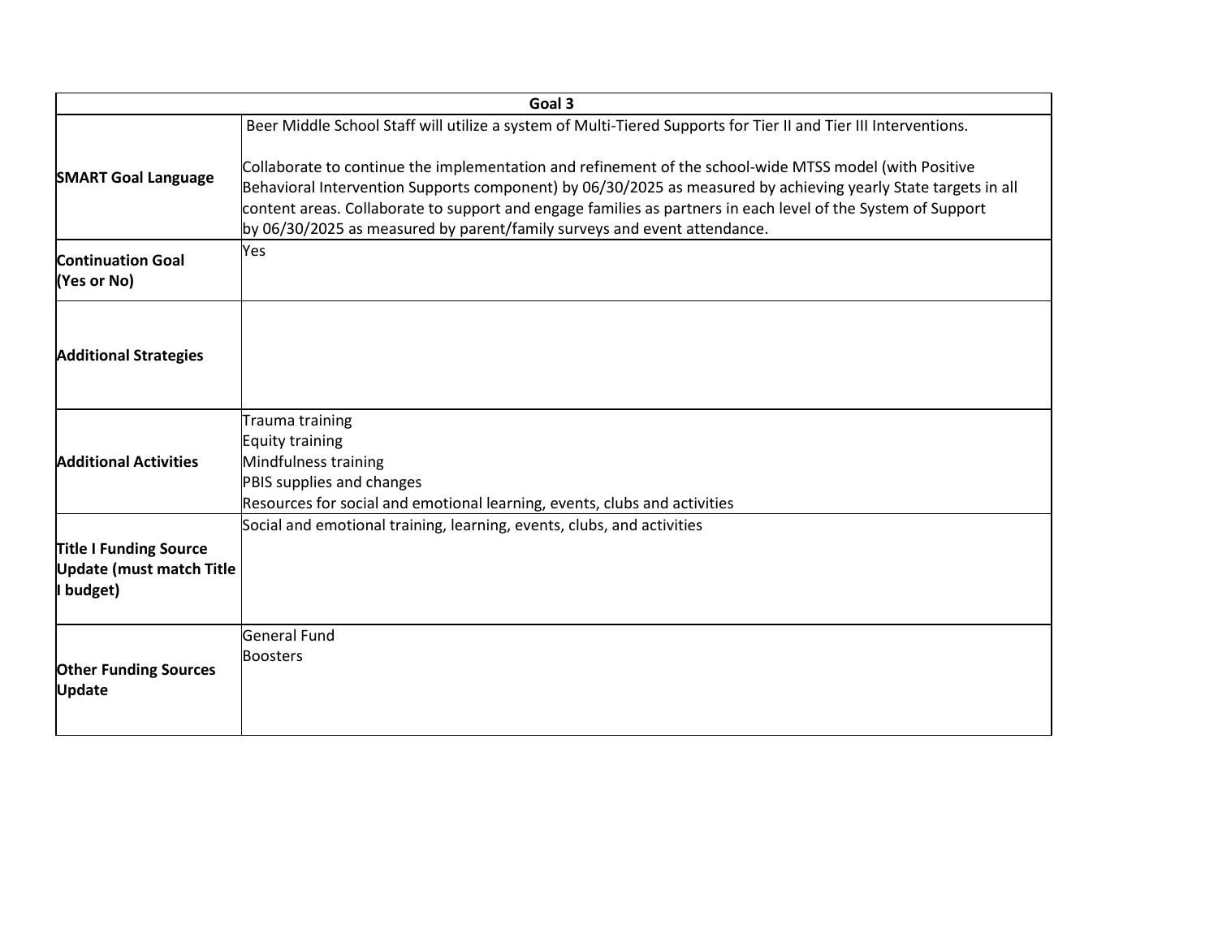| Goal 3 | |
|---|---|
| **SMART Goal Language** | Beer Middle School Staff will utilize a system of Multi-Tiered Supports for Tier II and Tier III Interventions.<br><br>Collaborate to continue the implementation and refinement of the school-wide MTSS model (with Positive Behavioral Intervention Supports component) by 06/30/2025 as measured by achieving yearly State targets in all content areas. Collaborate to support and engage families as partners in each level of the System of Support by 06/30/2025 as measured by parent/family surveys and event attendance. |
| **Continuation Goal (Yes or No)** | Yes |
| **Additional Strategies** | |
| **Additional Activities** | Trauma training<br>Equity training<br>Mindfulness training<br>PBIS supplies and changes<br>Resources for social and emotional learning, events, clubs and activities |
| **Title I Funding Source Update (must match Title I budget)** | Social and emotional training, learning, events, clubs, and activities |
| **Other Funding Sources Update** | General Fund<br>Boosters |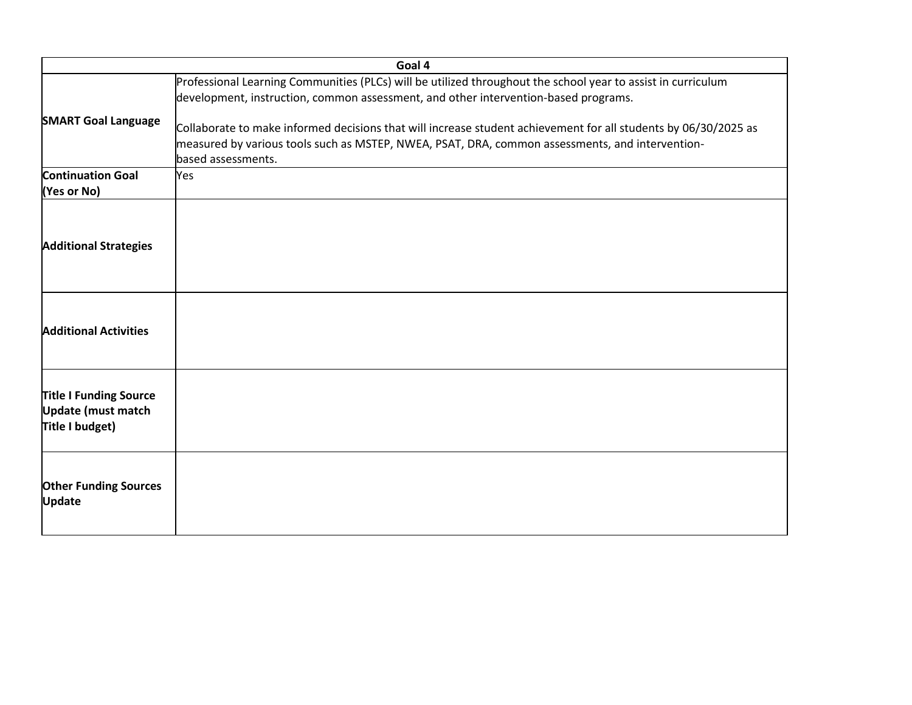| Goal 4 | |
|---|---|
| **SMART Goal Language** | Professional Learning Communities (PLCs) will be utilized throughout the school year to assist in curriculum development, instruction, common assessment, and other intervention-based programs.<br><br>Collaborate to make informed decisions that will increase student achievement for all students by 06/30/2025 as measured by various tools such as MSTEP, NWEA, PSAT, DRA, common assessments, and intervention-based assessments. |
| **Continuation Goal (Yes or No)** | Yes |
| **Additional Strategies** | |
| **Additional Activities** | |
| **Title I Funding Source Update (must match Title I budget)** | |
| **Other Funding Sources Update** | |